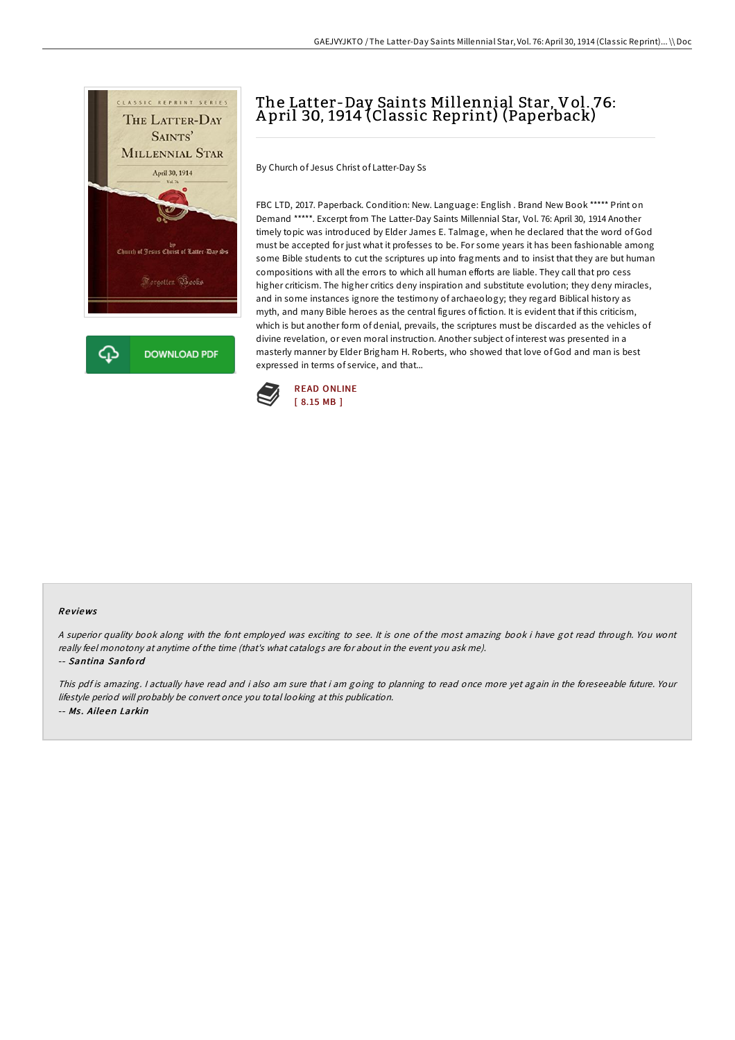# The Latter-Day Saints Millennial Star, Vol. 76: April 30, 1914 (Classic Reprint) (Paperback)

By Church of Jesus Christ of Latter-Day Ss

FBC LTD, 2017. Paperback. Condition: New. Language: English . Brand New Book ***** Print on Demand *****. Excerpt from The Latter-Day Saints Millennial Star, Vol. 76: April 30, 1914 Another timely topic was introduced by Elder James E. Talmage, when he declared that the word of God must be accepted for just what it professes to be. For some years it has been fashionable among some Bible students to cut the scriptures up into fragments and to insist that they are but human compositions with all the errors to which all human efforts are liable. They call that pro cess higher criticism. The higher critics deny inspiration and substitute evolution; they deny miracles, and in some instances ignore the testimony of archaeology; they regard Biblical history as myth, and many Bible heroes as the central figures of fiction. It is evident that if this criticism, which is but another form of denial, prevails, the scriptures must be discarded as the vehicles of divine revelation, or even moral instruction. Another subject of interest was presented in a masterly manner by Elder Brigham H. Roberts, who showed that love of God and man is best expressed in terms of service, and that...

DOWNLOAD PDF

READ ONLINE
[ 8.15 MB ]

## Reviews

*A superior quality book along with the font employed was exciting to see. It is one of the most amazing book i have got read through. You wont really feel monotony at anytime of the time (that's what catalogs are for about in the event you ask me).*

-- *Santina Sanford*

*This pdf is amazing. I actually have read and i also am sure that i am going to planning to read once more yet again in the foreseeable future. Your lifestyle period will probably be convert once you total looking at this publication.*

-- *Ms. Aileen Larkin*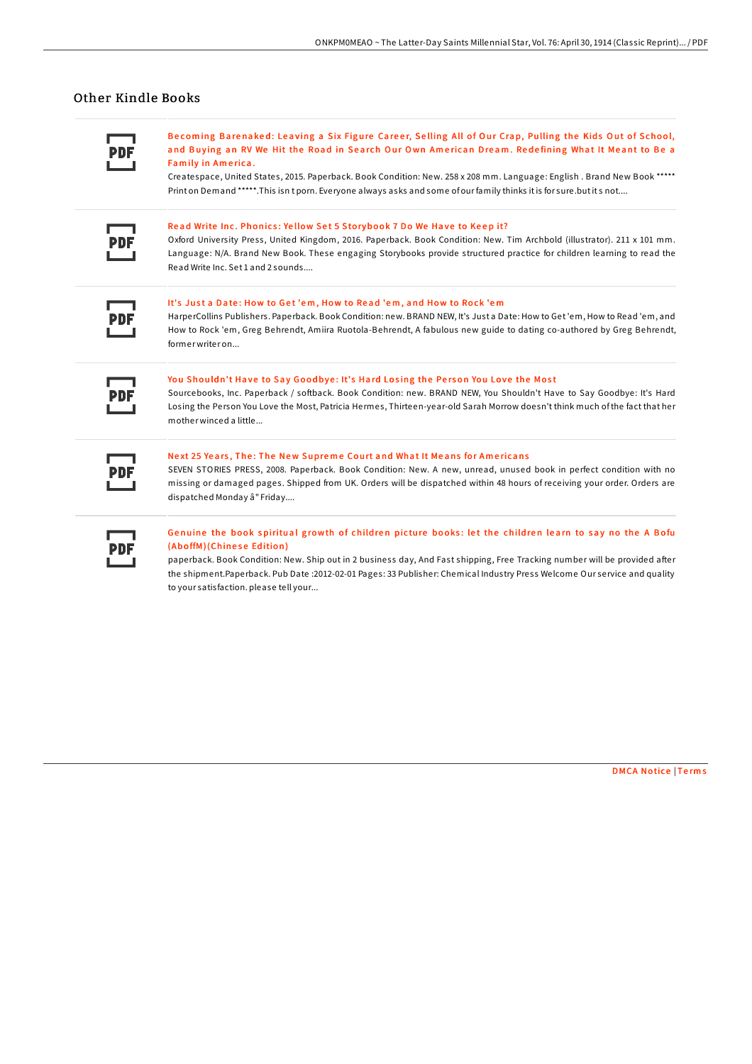## Other Kindle Books

**Becoming Barenaked: Leaving a Six Figure Career, Selling All of Our Crap, Pulling the Kids Out of School, and Buying an RV We Hit the Road in Search Our Own American Dream. Redefining What It Meant to Be a Family in America.**

Createspace, United States, 2015. Paperback. Book Condition: New. 258 x 208 mm. Language: English . Brand New Book ***** Print on Demand *****.This isn t porn. Everyone always asks and some of our family thinks it is for sure.but it s not....

**Read Write Inc. Phonics: Yellow Set 5 Storybook 7 Do We Have to Keep it?**

Oxford University Press, United Kingdom, 2016. Paperback. Book Condition: New. Tim Archbold (illustrator). 211 x 101 mm. Language: N/A. Brand New Book. These engaging Storybooks provide structured practice for children learning to read the Read Write Inc. Set 1 and 2 sounds....

**It's Just a Date: How to Get 'em, How to Read 'em, and How to Rock 'em**

HarperCollins Publishers. Paperback. Book Condition: new. BRAND NEW, It's Just a Date: How to Get 'em, How to Read 'em, and How to Rock 'em, Greg Behrendt, Amiira Ruotola-Behrendt, A fabulous new guide to dating co-authored by Greg Behrendt, former writer on...

**You Shouldn't Have to Say Goodbye: It's Hard Losing the Person You Love the Most**

Sourcebooks, Inc. Paperback / softback. Book Condition: new. BRAND NEW, You Shouldn't Have to Say Goodbye: It's Hard Losing the Person You Love the Most, Patricia Hermes, Thirteen-year-old Sarah Morrow doesn't think much of the fact that her mother winced a little...

**Next 25 Years, The: The New Supreme Court and What It Means for Americans**

SEVEN STORIES PRESS, 2008. Paperback. Book Condition: New. A new, unread, unused book in perfect condition with no missing or damaged pages. Shipped from UK. Orders will be dispatched within 48 hours of receiving your order. Orders are dispatched Monday â" Friday....

**Genuine the book spiritual growth of children picture books: let the children learn to say no the A Bofu (AboffM)(Chinese Edition)**

paperback. Book Condition: New. Ship out in 2 business day, And Fast shipping, Free Tracking number will be provided after the shipment.Paperback. Pub Date :2012-02-01 Pages: 33 Publisher: Chemical Industry Press Welcome Our service and quality to your satisfaction. please tell your...